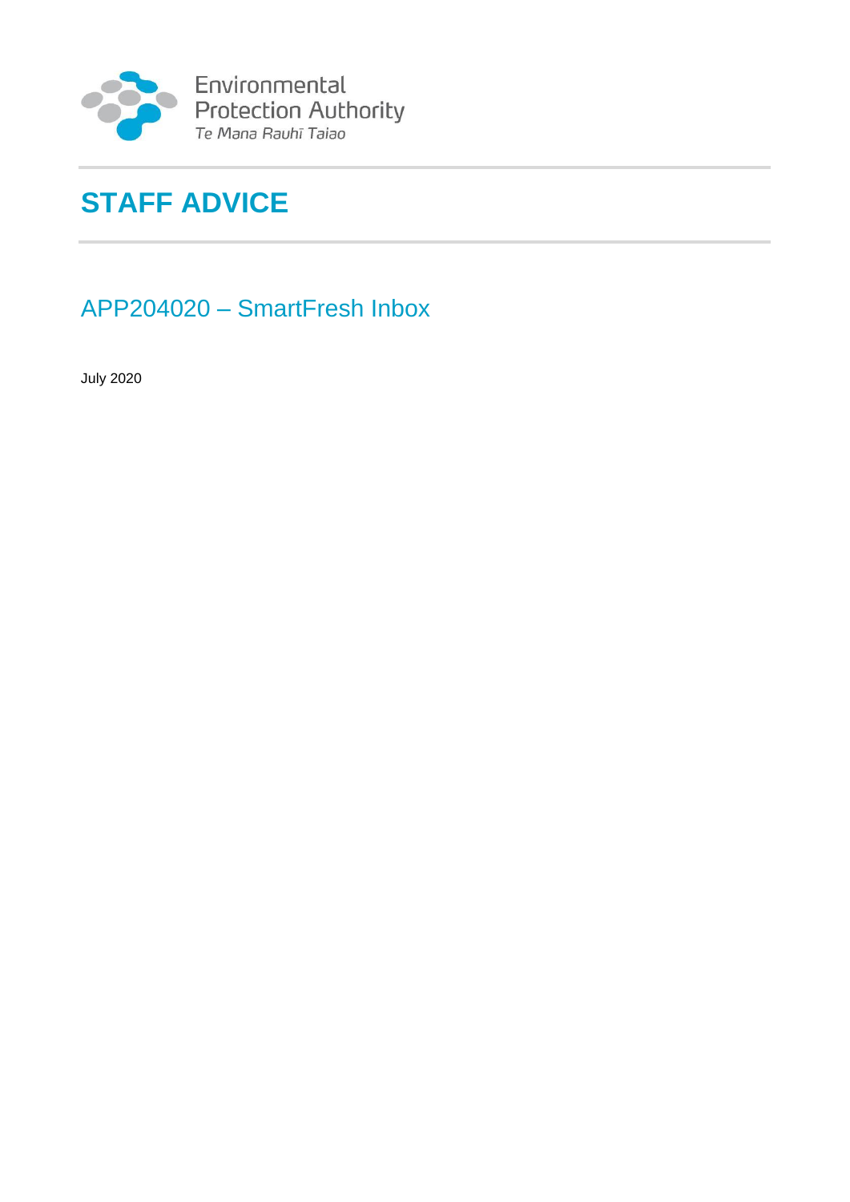Environmental Protection Authority
*Te Mana Rauhī Taiao*

# STAFF ADVICE

## APP204020 – SmartFresh Inbox

July 2020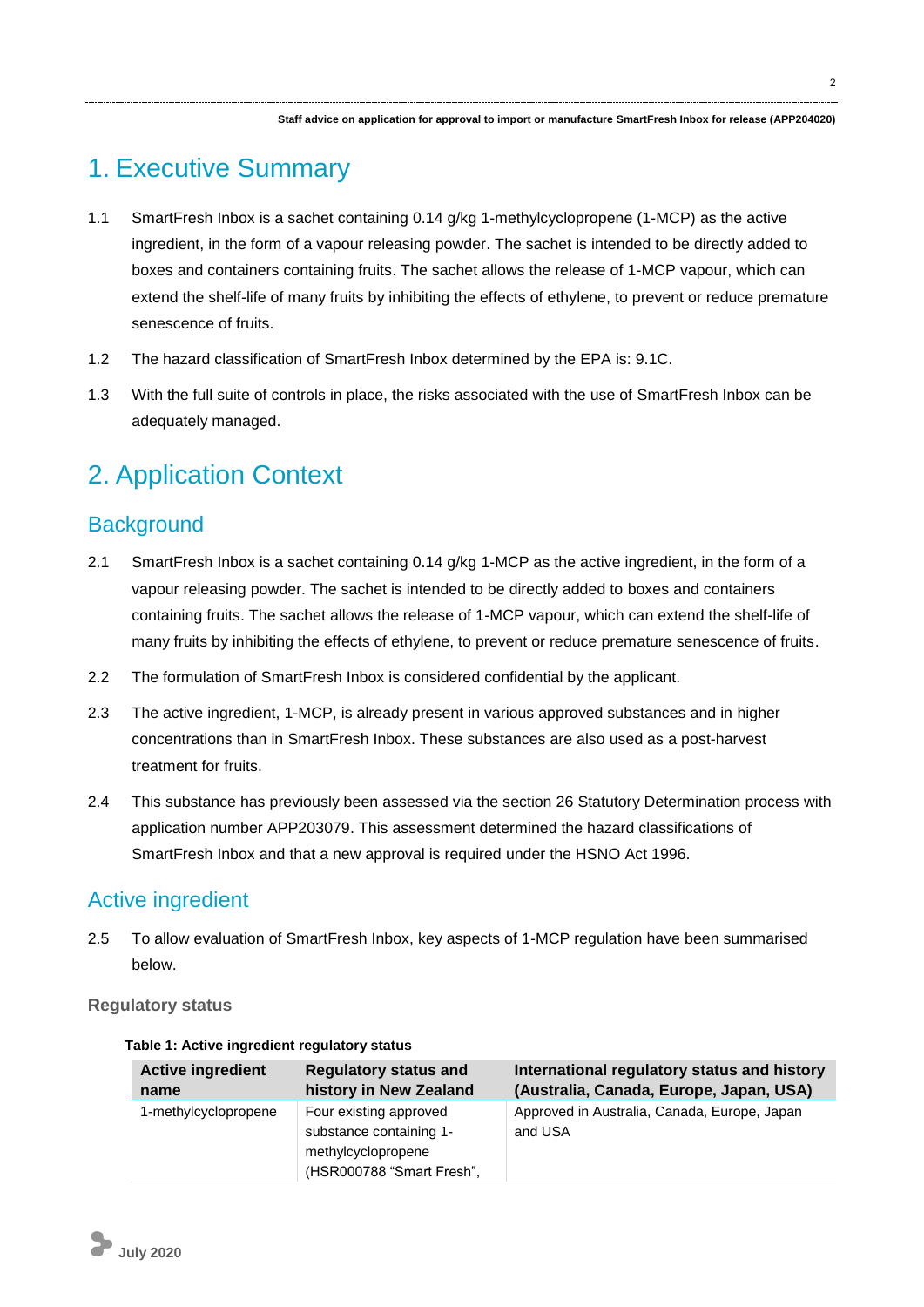# 1. Executive Summary

1.1 SmartFresh Inbox is a sachet containing 0.14 g/kg 1-methylcyclopropene (1-MCP) as the active ingredient, in the form of a vapour releasing powder. The sachet is intended to be directly added to boxes and containers containing fruits. The sachet allows the release of 1-MCP vapour, which can extend the shelf-life of many fruits by inhibiting the effects of ethylene, to prevent or reduce premature senescence of fruits.

1.2 The hazard classification of SmartFresh Inbox determined by the EPA is: 9.1C.

1.3 With the full suite of controls in place, the risks associated with the use of SmartFresh Inbox can be adequately managed.

# 2. Application Context

## Background

2.1 SmartFresh Inbox is a sachet containing 0.14 g/kg 1-MCP as the active ingredient, in the form of a vapour releasing powder. The sachet is intended to be directly added to boxes and containers containing fruits. The sachet allows the release of 1-MCP vapour, which can extend the shelf-life of many fruits by inhibiting the effects of ethylene, to prevent or reduce premature senescence of fruits.

2.2 The formulation of SmartFresh Inbox is considered confidential by the applicant.

2.3 The active ingredient, 1-MCP, is already present in various approved substances and in higher concentrations than in SmartFresh Inbox. These substances are also used as a post-harvest treatment for fruits.

2.4 This substance has previously been assessed via the section 26 Statutory Determination process with application number APP203079. This assessment determined the hazard classifications of SmartFresh Inbox and that a new approval is required under the HSNO Act 1996.

## Active ingredient

2.5 To allow evaluation of SmartFresh Inbox, key aspects of 1-MCP regulation have been summarised below.

### Regulatory status

**Table 1: Active ingredient regulatory status**

| Active ingredient name | Regulatory status and history in New Zealand | International regulatory status and history (Australia, Canada, Europe, Japan, USA) |
|---|---|---|
| 1-methylcyclopropene | Four existing approved substance containing 1-methylcyclopropene (HSR000788 "Smart Fresh", | Approved in Australia, Canada, Europe, Japan and USA |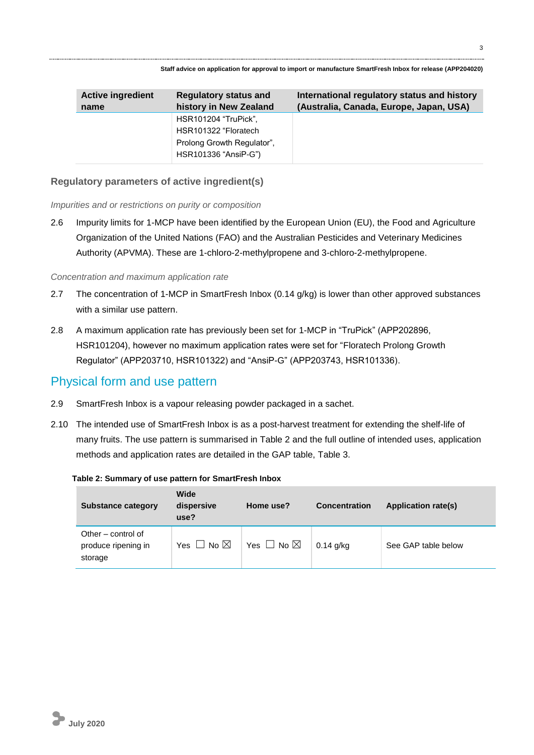| Active ingredient name | Regulatory status and history in New Zealand | International regulatory status and history (Australia, Canada, Europe, Japan, USA) |
|---|---|---|
| | HSR101204 "TruPick", HSR101322 "Floratech Prolong Growth Regulator", HSR101336 "AnsiP-G") | |

### Regulatory parameters of active ingredient(s)

*Impurities and or restrictions on purity or composition*

2.6 Impurity limits for 1-MCP have been identified by the European Union (EU), the Food and Agriculture Organization of the United Nations (FAO) and the Australian Pesticides and Veterinary Medicines Authority (APVMA). These are 1-chloro-2-methylpropene and 3-chloro-2-methylpropene.

*Concentration and maximum application rate*

2.7 The concentration of 1-MCP in SmartFresh Inbox (0.14 g/kg) is lower than other approved substances with a similar use pattern.

2.8 A maximum application rate has previously been set for 1-MCP in "TruPick" (APP202896, HSR101204), however no maximum application rates were set for "Floratech Prolong Growth Regulator" (APP203710, HSR101322) and "AnsiP-G" (APP203743, HSR101336).

## Physical form and use pattern

2.9 SmartFresh Inbox is a vapour releasing powder packaged in a sachet.

2.10 The intended use of SmartFresh Inbox is as a post-harvest treatment for extending the shelf-life of many fruits. The use pattern is summarised in Table 2 and the full outline of intended uses, application methods and application rates are detailed in the GAP table, Table 3.

**Table 2: Summary of use pattern for SmartFresh Inbox**

| Substance category | Wide dispersive use? | Home use? | Concentration | Application rate(s) |
|---|---|---|---|---|
| Other – control of produce ripening in storage | Yes ☐ No ☒ | Yes ☐ No ☒ | 0.14 g/kg | See GAP table below |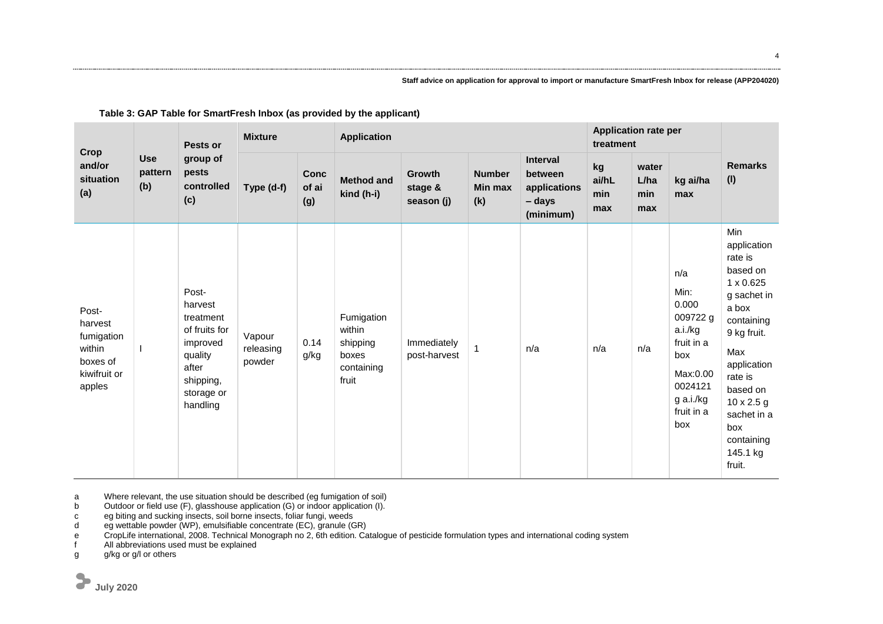**Table 3: GAP Table for SmartFresh Inbox (as provided by the applicant)**

| Crop and/or situation (a) | Use pattern (b) | Pests or group of pests controlled (c) | Mixture | | Application | | | | Application rate per treatment | | | Remarks (l) |
|---|---|---|---|---|---|---|---|---|---|---|---|---|
| | | | Type (d-f) | Conc of ai (g) | Method and kind (h-i) | Growth stage & season (j) | Number Min max (k) | Interval between applications – days (minimum) | kg ai/hL min max | water L/ha min max | kg ai/ha max | |
| Post-harvest fumigation within boxes of kiwifruit or apples | I | Post-harvest treatment of fruits for improved quality after shipping, storage or handling | Vapour releasing powder | 0.14 g/kg | Fumigation within shipping boxes containing fruit | Immediately post-harvest | 1 | n/a | n/a | n/a | n/a<br>Min: 0.000 009722 g a.i./kg fruit in a box<br>Max:0.00 0024121 g a.i./kg fruit in a box | Min application rate is based on 1 x 0.625 g sachet in a box containing 9 kg fruit.<br>Max application rate is based on 10 x 2.5 g sachet in a box containing 145.1 kg fruit. |

a Where relevant, the use situation should be described (eg fumigation of soil)
b Outdoor or field use (F), glasshouse application (G) or indoor application (I).
c eg biting and sucking insects, soil borne insects, foliar fungi, weeds
d eg wettable powder (WP), emulsifiable concentrate (EC), granule (GR)
e CropLife international, 2008. Technical Monograph no 2, 6th edition. Catalogue of pesticide formulation types and international coding system
f All abbreviations used must be explained
g g/kg or g/l or others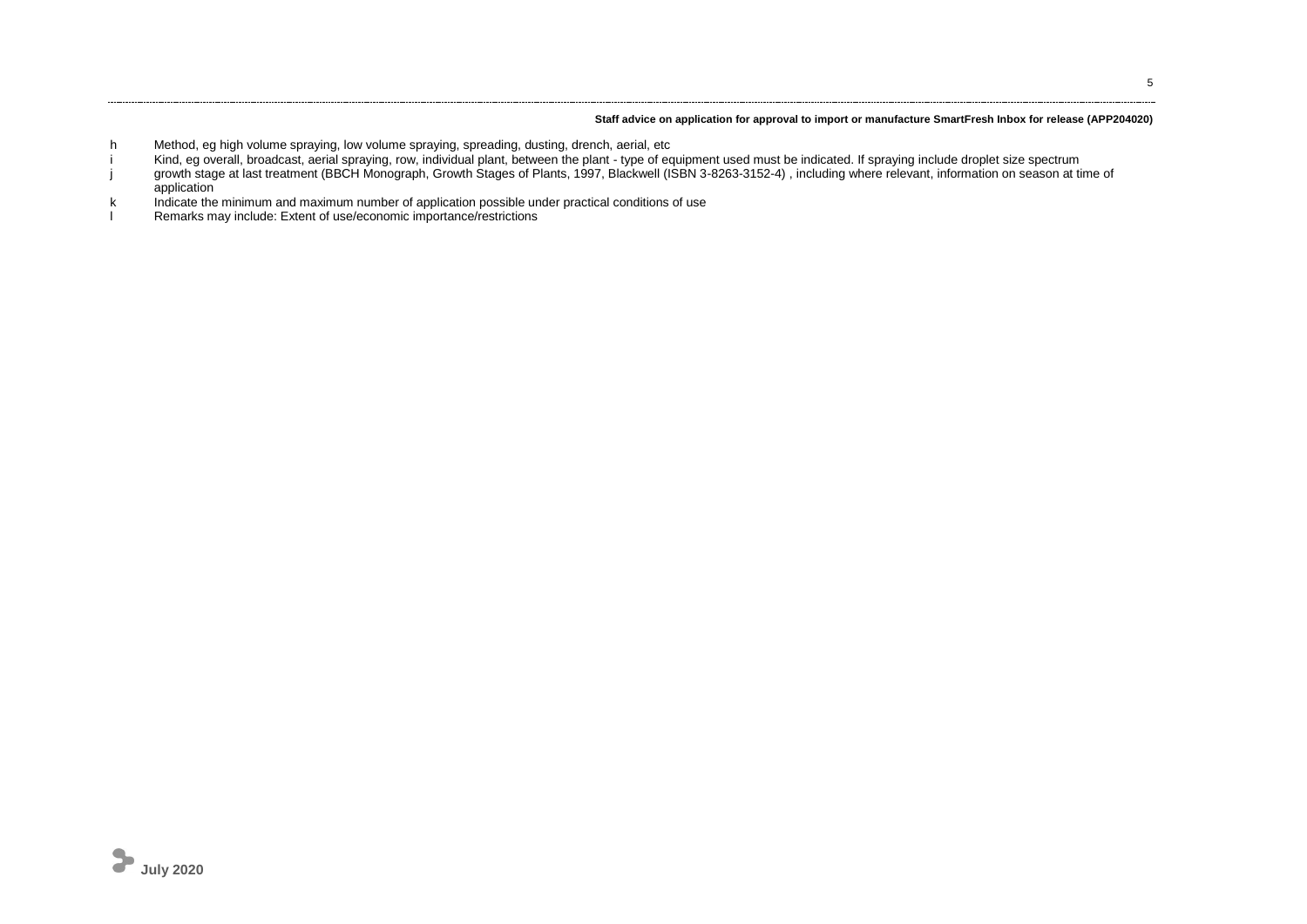h Method, eg high volume spraying, low volume spraying, spreading, dusting, drench, aerial, etc

i Kind, eg overall, broadcast, aerial spraying, row, individual plant, between the plant - type of equipment used must be indicated. If spraying include droplet size spectrum

j growth stage at last treatment (BBCH Monograph, Growth Stages of Plants, 1997, Blackwell (ISBN 3-8263-3152-4) , including where relevant, information on season at time of application

k Indicate the minimum and maximum number of application possible under practical conditions of use

l Remarks may include: Extent of use/economic importance/restrictions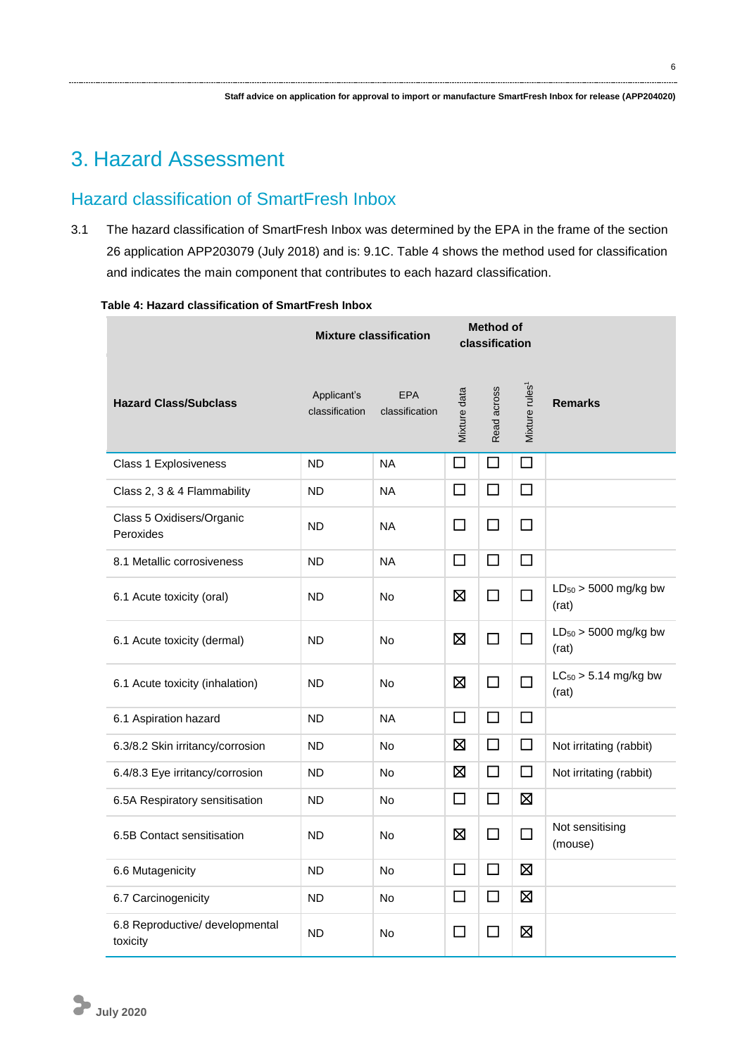# 3. Hazard Assessment

## Hazard classification of SmartFresh Inbox

3.1 The hazard classification of SmartFresh Inbox was determined by the EPA in the frame of the section 26 application APP203079 (July 2018) and is: 9.1C. Table 4 shows the method used for classification and indicates the main component that contributes to each hazard classification.

**Table 4: Hazard classification of SmartFresh Inbox**

| Hazard Class/Subclass | Mixture classification | | Method of classification | | | Remarks |
|---|---|---|---|---|---|---|
| | Applicant's classification | EPA classification | Mixture data | Read across | Mixture rules[1] | |
| Class 1 Explosiveness | ND | NA | ☐ | ☐ | ☐ | |
| Class 2, 3 & 4 Flammability | ND | NA | ☐ | ☐ | ☐ | |
| Class 5 Oxidisers/Organic Peroxides | ND | NA | ☐ | ☐ | ☐ | |
| 8.1 Metallic corrosiveness | ND | NA | ☐ | ☐ | ☐ | |
| 6.1 Acute toxicity (oral) | ND | No | ☒ | ☐ | ☐ | $LD_{50}$ > 5000 mg/kg bw (rat) |
| 6.1 Acute toxicity (dermal) | ND | No | ☒ | ☐ | ☐ | $LD_{50}$ > 5000 mg/kg bw (rat) |
| 6.1 Acute toxicity (inhalation) | ND | No | ☒ | ☐ | ☐ | $LC_{50}$ > 5.14 mg/kg bw (rat) |
| 6.1 Aspiration hazard | ND | NA | ☐ | ☐ | ☐ | |
| 6.3/8.2 Skin irritancy/corrosion | ND | No | ☒ | ☐ | ☐ | Not irritating (rabbit) |
| 6.4/8.3 Eye irritancy/corrosion | ND | No | ☒ | ☐ | ☐ | Not irritating (rabbit) |
| 6.5A Respiratory sensitisation | ND | No | ☐ | ☐ | ☒ | |
| 6.5B Contact sensitisation | ND | No | ☒ | ☐ | ☐ | Not sensitising (mouse) |
| 6.6 Mutagenicity | ND | No | ☐ | ☐ | ☒ | |
| 6.7 Carcinogenicity | ND | No | ☐ | ☐ | ☒ | |
| 6.8 Reproductive/ developmental toxicity | ND | No | ☐ | ☐ | ☒ | |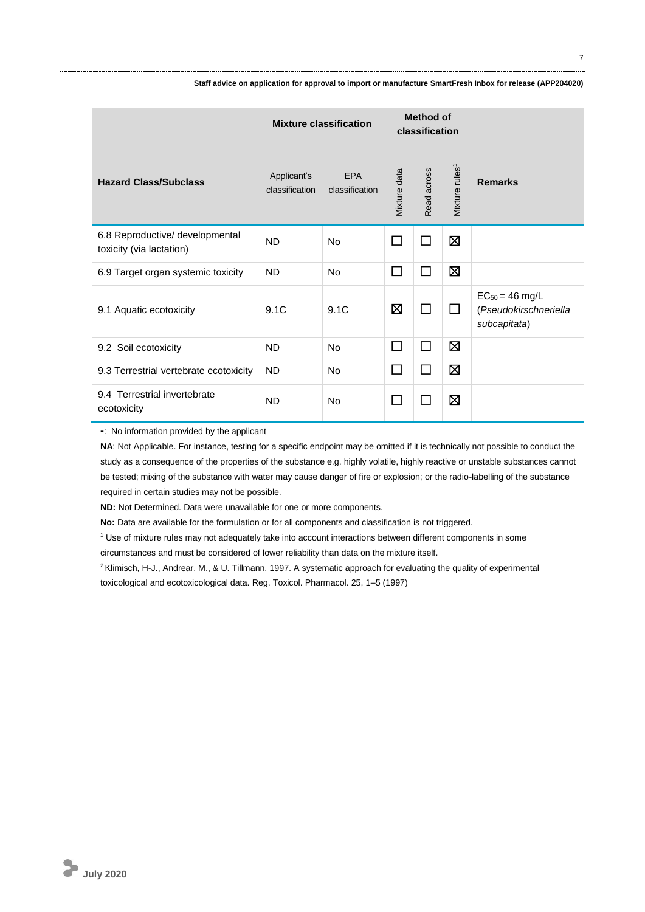| Hazard Class/Subclass | Mixture classification | | Method of classification | | | Remarks |
|---|---|---|---|---|---|---|
| | Applicant's classification | EPA classification | Mixture data | Read across | Mixture rules[1] | |
| 6.8 Reproductive/ developmental toxicity (via lactation) | ND | No | ☐ | ☐ | ☒ | |
| 6.9 Target organ systemic toxicity | ND | No | ☐ | ☐ | ☒ | |
| 9.1 Aquatic ecotoxicity | 9.1C | 9.1C | ☒ | ☐ | ☐ | $EC_{50}$ = 46 mg/L (*Pseudokirschneriella subcapitata*) |
| 9.2 Soil ecotoxicity | ND | No | ☐ | ☐ | ☒ | |
| 9.3 Terrestrial vertebrate ecotoxicity | ND | No | ☐ | ☐ | ☒ | |
| 9.4 Terrestrial invertebrate ecotoxicity | ND | No | ☐ | ☐ | ☒ | |

**-**: No information provided by the applicant

**NA**: Not Applicable. For instance, testing for a specific endpoint may be omitted if it is technically not possible to conduct the study as a consequence of the properties of the substance e.g. highly volatile, highly reactive or unstable substances cannot be tested; mixing of the substance with water may cause danger of fire or explosion; or the radio-labelling of the substance required in certain studies may not be possible.

**ND:** Not Determined. Data were unavailable for one or more components.

**No:** Data are available for the formulation or for all components and classification is not triggered.

[1] Use of mixture rules may not adequately take into account interactions between different components in some circumstances and must be considered of lower reliability than data on the mixture itself.

[2] Klimisch, H-J., Andrear, M., & U. Tillmann, 1997. A systematic approach for evaluating the quality of experimental toxicological and ecotoxicological data. Reg. Toxicol. Pharmacol. 25, 1–5 (1997)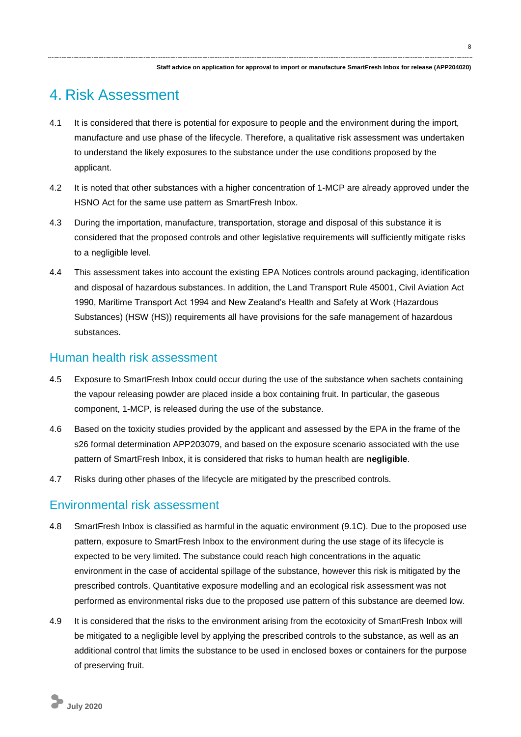# 4. Risk Assessment

4.1 It is considered that there is potential for exposure to people and the environment during the import, manufacture and use phase of the lifecycle. Therefore, a qualitative risk assessment was undertaken to understand the likely exposures to the substance under the use conditions proposed by the applicant.

4.2 It is noted that other substances with a higher concentration of 1-MCP are already approved under the HSNO Act for the same use pattern as SmartFresh Inbox.

4.3 During the importation, manufacture, transportation, storage and disposal of this substance it is considered that the proposed controls and other legislative requirements will sufficiently mitigate risks to a negligible level.

4.4 This assessment takes into account the existing EPA Notices controls around packaging, identification and disposal of hazardous substances. In addition, the Land Transport Rule 45001, Civil Aviation Act 1990, Maritime Transport Act 1994 and New Zealand's Health and Safety at Work (Hazardous Substances) (HSW (HS)) requirements all have provisions for the safe management of hazardous substances.

## Human health risk assessment

4.5 Exposure to SmartFresh Inbox could occur during the use of the substance when sachets containing the vapour releasing powder are placed inside a box containing fruit. In particular, the gaseous component, 1-MCP, is released during the use of the substance.

4.6 Based on the toxicity studies provided by the applicant and assessed by the EPA in the frame of the s26 formal determination APP203079, and based on the exposure scenario associated with the use pattern of SmartFresh Inbox, it is considered that risks to human health are **negligible**.

4.7 Risks during other phases of the lifecycle are mitigated by the prescribed controls.

## Environmental risk assessment

4.8 SmartFresh Inbox is classified as harmful in the aquatic environment (9.1C). Due to the proposed use pattern, exposure to SmartFresh Inbox to the environment during the use stage of its lifecycle is expected to be very limited. The substance could reach high concentrations in the aquatic environment in the case of accidental spillage of the substance, however this risk is mitigated by the prescribed controls. Quantitative exposure modelling and an ecological risk assessment was not performed as environmental risks due to the proposed use pattern of this substance are deemed low.

4.9 It is considered that the risks to the environment arising from the ecotoxicity of SmartFresh Inbox will be mitigated to a negligible level by applying the prescribed controls to the substance, as well as an additional control that limits the substance to be used in enclosed boxes or containers for the purpose of preserving fruit.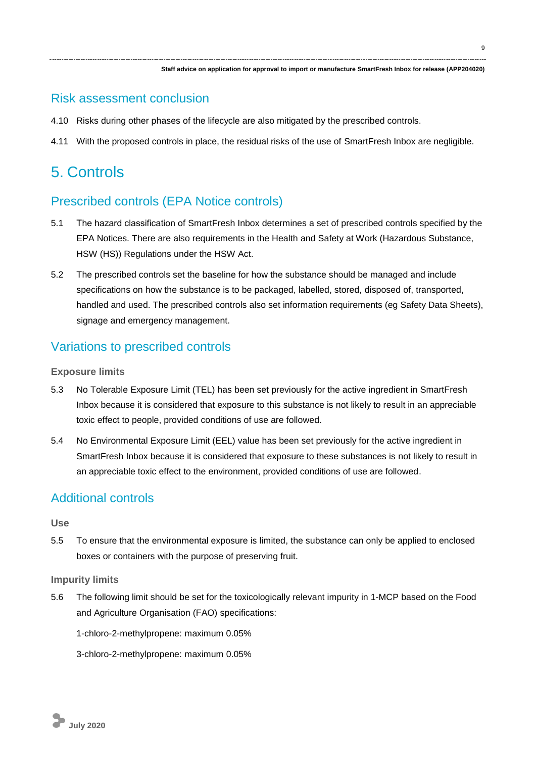## Risk assessment conclusion

4.10 Risks during other phases of the lifecycle are also mitigated by the prescribed controls.

4.11 With the proposed controls in place, the residual risks of the use of SmartFresh Inbox are negligible.

# 5. Controls

## Prescribed controls (EPA Notice controls)

5.1 The hazard classification of SmartFresh Inbox determines a set of prescribed controls specified by the EPA Notices. There are also requirements in the Health and Safety at Work (Hazardous Substance, HSW (HS)) Regulations under the HSW Act.

5.2 The prescribed controls set the baseline for how the substance should be managed and include specifications on how the substance is to be packaged, labelled, stored, disposed of, transported, handled and used. The prescribed controls also set information requirements (eg Safety Data Sheets), signage and emergency management.

## Variations to prescribed controls

### Exposure limits

5.3 No Tolerable Exposure Limit (TEL) has been set previously for the active ingredient in SmartFresh Inbox because it is considered that exposure to this substance is not likely to result in an appreciable toxic effect to people, provided conditions of use are followed.

5.4 No Environmental Exposure Limit (EEL) value has been set previously for the active ingredient in SmartFresh Inbox because it is considered that exposure to these substances is not likely to result in an appreciable toxic effect to the environment, provided conditions of use are followed.

## Additional controls

### Use

5.5 To ensure that the environmental exposure is limited, the substance can only be applied to enclosed boxes or containers with the purpose of preserving fruit.

### Impurity limits

5.6 The following limit should be set for the toxicologically relevant impurity in 1-MCP based on the Food and Agriculture Organisation (FAO) specifications:

1-chloro-2-methylpropene: maximum 0.05%

3-chloro-2-methylpropene: maximum 0.05%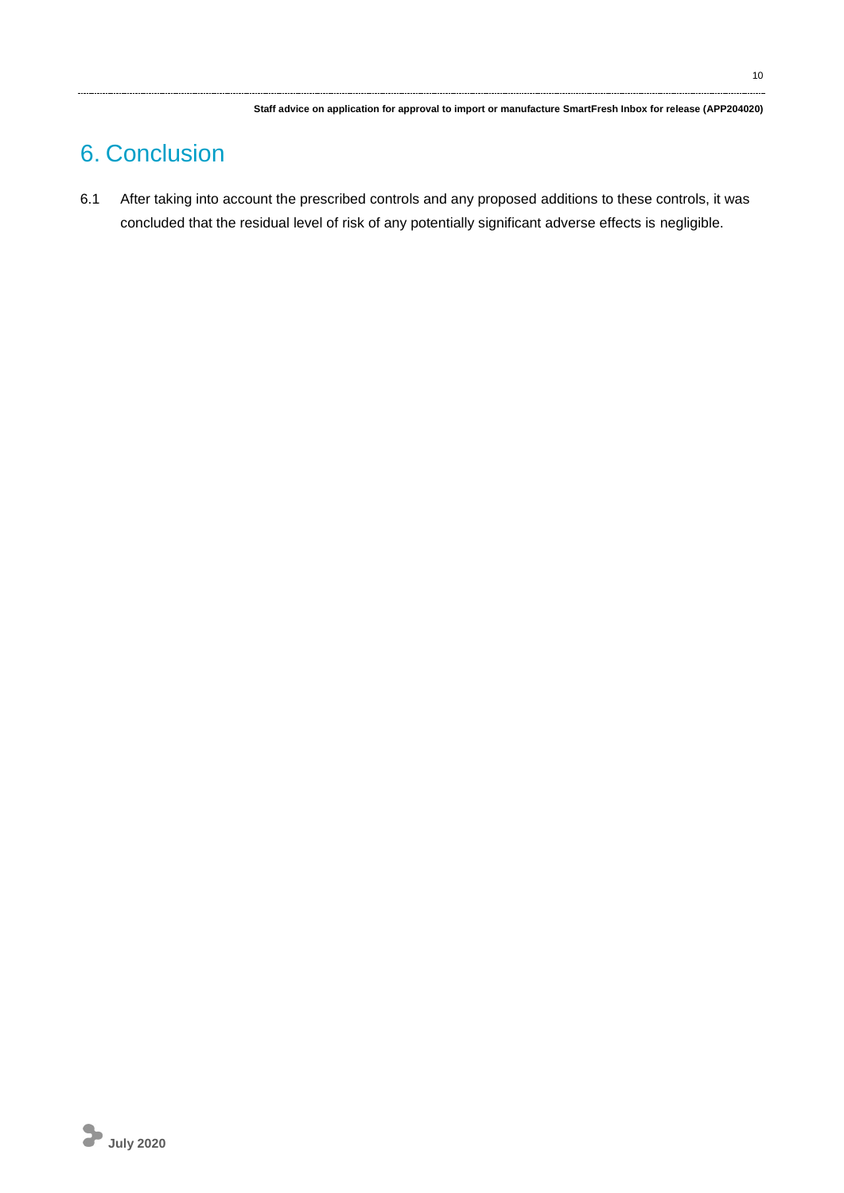# 6. Conclusion

6.1 After taking into account the prescribed controls and any proposed additions to these controls, it was concluded that the residual level of risk of any potentially significant adverse effects is negligible.